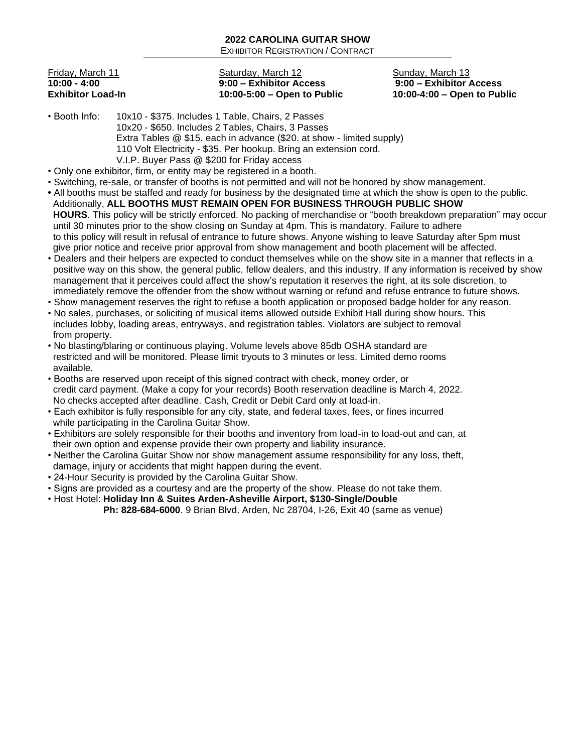# 2022 CAROLINA GUITAR SHOW

EXHIBITOR REGISTRATION / CONTRACT

| Friday, March 11 | Saturday, March 12 | Sunday, March 13 |
|---|---|---|
| **10:00 - 4:00** | **9:00 – Exhibitor Access** | **9:00 – Exhibitor Access** |
| **Exhibitor Load-In** | **10:00-5:00 – Open to Public** | **10:00-4:00 – Open to Public** |

- Booth Info: 10x10 - $375. Includes 1 Table, Chairs, 2 Passes
  10x20 - $650. Includes 2 Tables, Chairs, 3 Passes
  Extra Tables @ $15. each in advance ($20. at show - limited supply)
  110 Volt Electricity - $35. Per hookup. Bring an extension cord.
  V.I.P. Buyer Pass @ $200 for Friday access
- Only one exhibitor, firm, or entity may be registered in a booth.
- Switching, re-sale, or transfer of booths is not permitted and will not be honored by show management.
- All booths must be staffed and ready for business by the designated time at which the show is open to the public. Additionally, **ALL BOOTHS MUST REMAIN OPEN FOR BUSINESS THROUGH PUBLIC SHOW HOURS**. This policy will be strictly enforced. No packing of merchandise or "booth breakdown preparation" may occur until 30 minutes prior to the show closing on Sunday at 4pm. This is mandatory. Failure to adhere to this policy will result in refusal of entrance to future shows. Anyone wishing to leave Saturday after 5pm must give prior notice and receive prior approval from show management and booth placement will be affected.
- Dealers and their helpers are expected to conduct themselves while on the show site in a manner that reflects in a positive way on this show, the general public, fellow dealers, and this industry. If any information is received by show management that it perceives could affect the show's reputation it reserves the right, at its sole discretion, to immediately remove the offender from the show without warning or refund and refuse entrance to future shows.
- Show management reserves the right to refuse a booth application or proposed badge holder for any reason.
- No sales, purchases, or soliciting of musical items allowed outside Exhibit Hall during show hours. This includes lobby, loading areas, entryways, and registration tables. Violators are subject to removal from property.
- No blasting/blaring or continuous playing. Volume levels above 85db OSHA standard are restricted and will be monitored. Please limit tryouts to 3 minutes or less. Limited demo rooms available.
- Booths are reserved upon receipt of this signed contract with check, money order, or credit card payment. (Make a copy for your records) Booth reservation deadline is March 4, 2022. No checks accepted after deadline. Cash, Credit or Debit Card only at load-in.
- Each exhibitor is fully responsible for any city, state, and federal taxes, fees, or fines incurred while participating in the Carolina Guitar Show.
- Exhibitors are solely responsible for their booths and inventory from load-in to load-out and can, at their own option and expense provide their own property and liability insurance.
- Neither the Carolina Guitar Show nor show management assume responsibility for any loss, theft, damage, injury or accidents that might happen during the event.
- 24-Hour Security is provided by the Carolina Guitar Show.
- Signs are provided as a courtesy and are the property of the show. Please do not take them.
- Host Hotel: **Holiday Inn & Suites Arden-Asheville Airport, $130-Single/Double**
  **Ph: 828-684-6000**. 9 Brian Blvd, Arden, Nc 28704, I-26, Exit 40 (same as venue)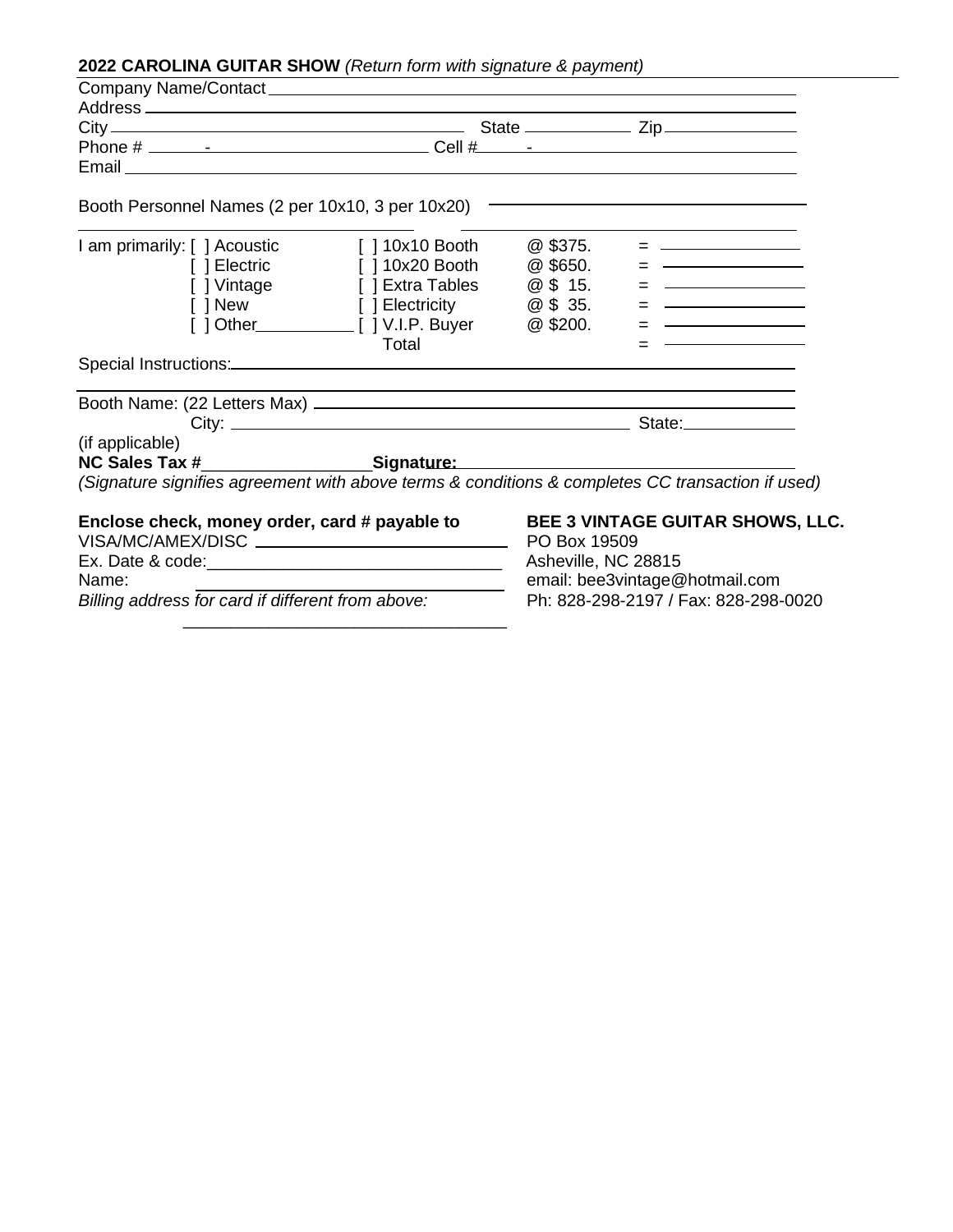**2022 CAROLINA GUITAR SHOW** *(Return form with signature & payment)*

Company Name/Contact ______________________________

Address ______________________________

City ______________________ State ____________ Zip ______________

Phone # ______-______________ Cell # ______-______________

Email ______________________________

Booth Personnel Names (2 per 10x10, 3 per 10x20) ______________________________

______________________________ ______________________________

| | | | | |
|---|---|---|---|---|
| I am primarily: [ ] Acoustic | [ ] 10x10 Booth | @ $375. | = | ____________ |
| [ ] Electric | [ ] 10x20 Booth | @ $650. | = | ____________ |
| [ ] Vintage | [ ] Extra Tables | @ $ 15. | = | ____________ |
| [ ] New | [ ] Electricity | @ $ 35. | = | ____________ |
| [ ] Other__________ | [ ] V.I.P. Buyer | @ $200. | = | ____________ |
| | Total | | = | ____________ |

Special Instructions: ______________________________

______________________________

Booth Name: (22 Letters Max) ______________________________

City: ______________________________ State: ____________

(if applicable)

**NC Sales Tax #_________________Signature:** ______________________________

*(Signature signifies agreement with above terms & conditions & completes CC transaction if used)*

**Enclose check, money order, card # payable to** **BEE 3 VINTAGE GUITAR SHOWS, LLC.**

VISA/MC/AMEX/DISC ______________________________

Ex. Date & code: ______________________________

Name: ______________________________

*Billing address for card if different from above:*

______________________________

PO Box 19509
Asheville, NC 28815
email: bee3vintage@hotmail.com
Ph: 828-298-2197 / Fax: 828-298-0020